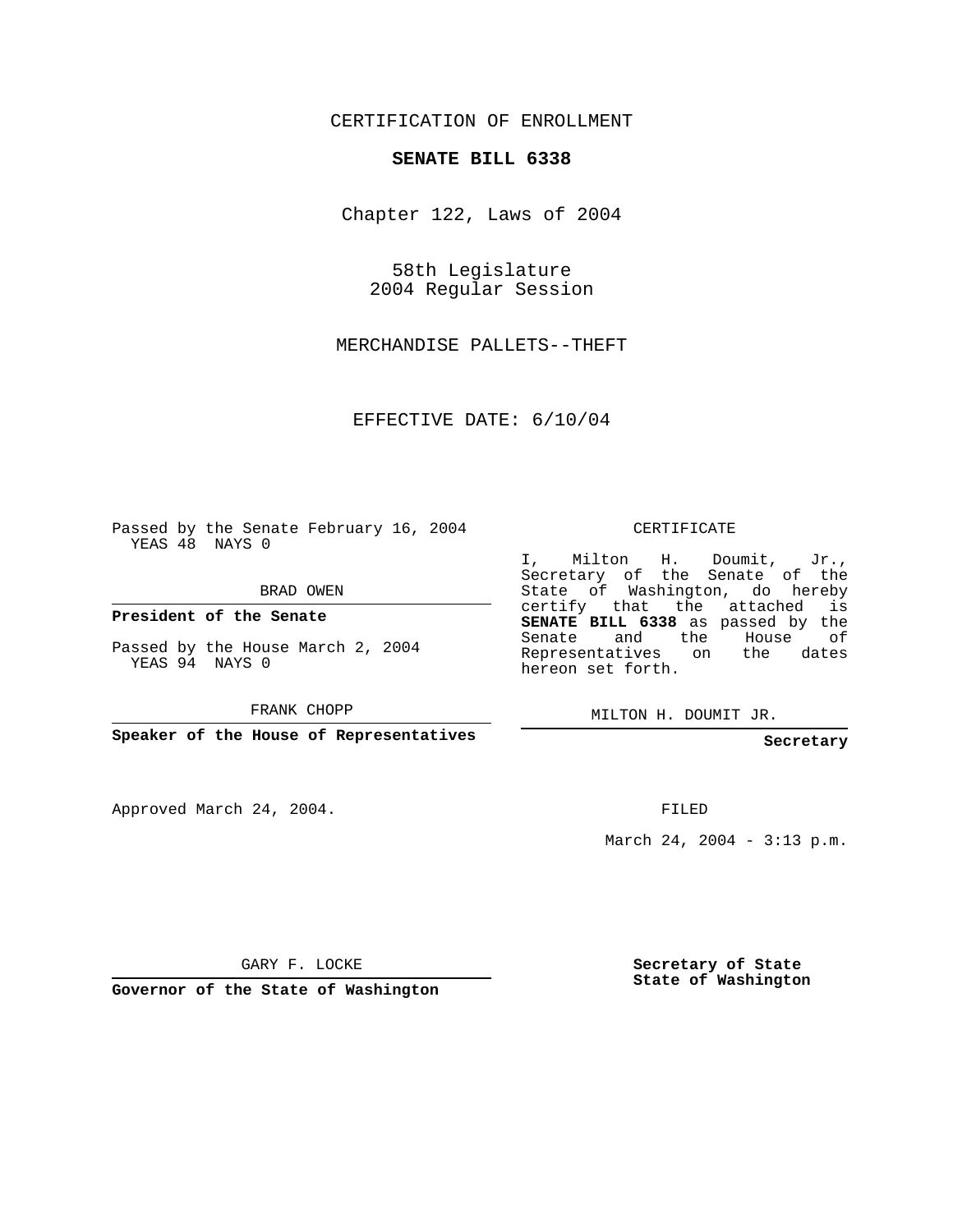CERTIFICATION OF ENROLLMENT

**SENATE BILL 6338**

Chapter 122, Laws of 2004

58th Legislature
2004 Regular Session

MERCHANDISE PALLETS--THEFT

EFFECTIVE DATE: 6/10/04

Passed by the Senate February 16, 2004
YEAS 48 NAYS 0

BRAD OWEN

**President of the Senate**

Passed by the House March 2, 2004
YEAS 94 NAYS 0

FRANK CHOPP

**Speaker of the House of Representatives**

Approved March 24, 2004.

GARY F. LOCKE

**Governor of the State of Washington**

CERTIFICATE

I, Milton H. Doumit, Jr., Secretary of the Senate of the State of Washington, do hereby certify that the attached is **SENATE BILL 6338** as passed by the Senate and the House of Representatives on the dates hereon set forth.

MILTON H. DOUMIT JR.

**Secretary**

FILED

March 24, 2004 - 3:13 p.m.

**Secretary of State**
**State of Washington**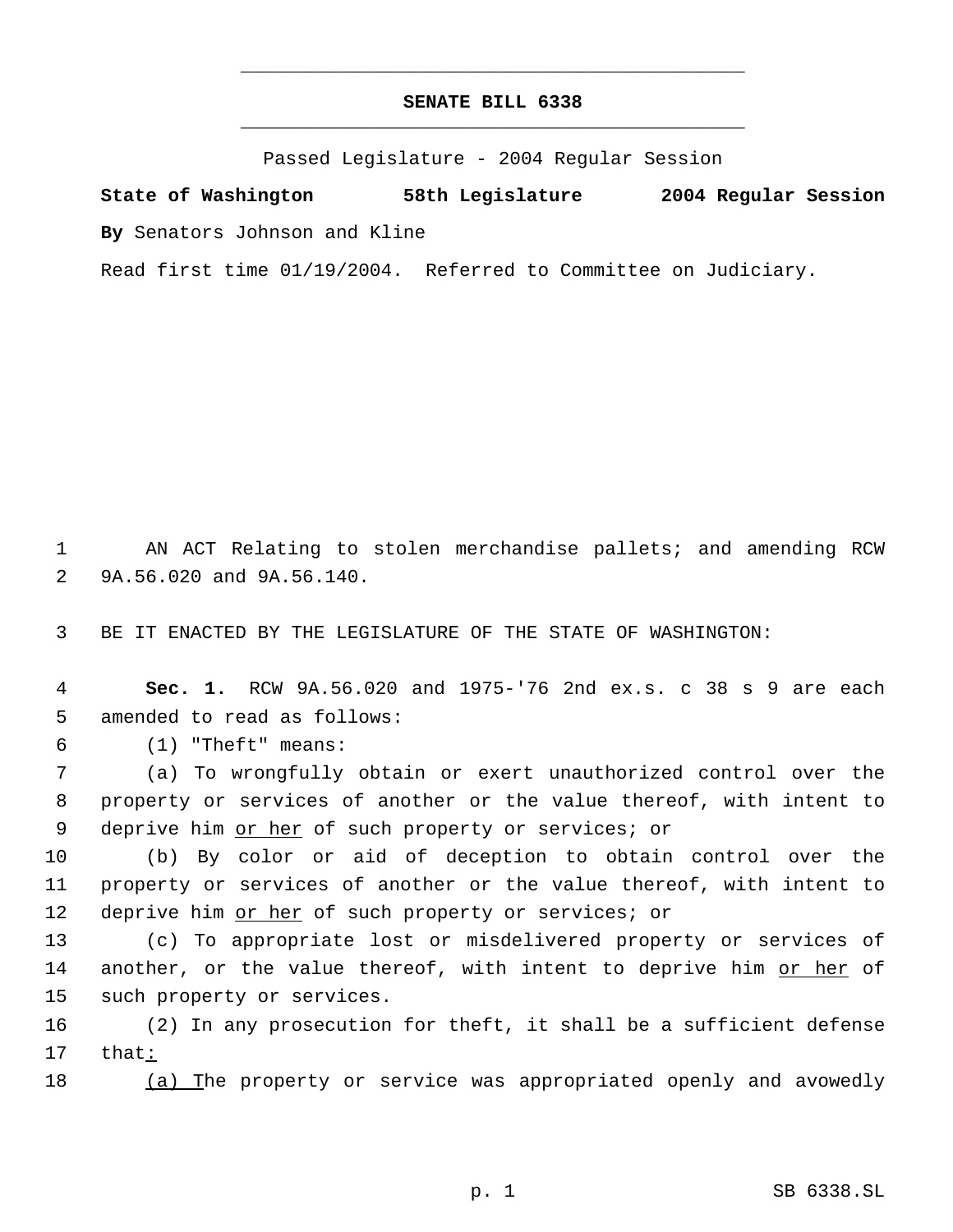# SENATE BILL 6338

Passed Legislature - 2004 Regular Session

**State of Washington 58th Legislature 2004 Regular Session**

**By** Senators Johnson and Kline

Read first time 01/19/2004. Referred to Committee on Judiciary.

1 AN ACT Relating to stolen merchandise pallets; and amending RCW
2 9A.56.020 and 9A.56.140.

3 BE IT ENACTED BY THE LEGISLATURE OF THE STATE OF WASHINGTON:

4 **Sec. 1.** RCW 9A.56.020 and 1975-'76 2nd ex.s. c 38 s 9 are each
5 amended to read as follows:

6 (1) "Theft" means:

7 (a) To wrongfully obtain or exert unauthorized control over the
8 property or services of another or the value thereof, with intent to
9 deprive him <u>or her</u> of such property or services; or

10 (b) By color or aid of deception to obtain control over the
11 property or services of another or the value thereof, with intent to
12 deprive him <u>or her</u> of such property or services; or

13 (c) To appropriate lost or misdelivered property or services of
14 another, or the value thereof, with intent to deprive him <u>or her</u> of
15 such property or services.

16 (2) In any prosecution for theft, it shall be a sufficient defense
17 that<u>:</u>

18 <u>(a) T</u>he property or service was appropriated openly and avowedly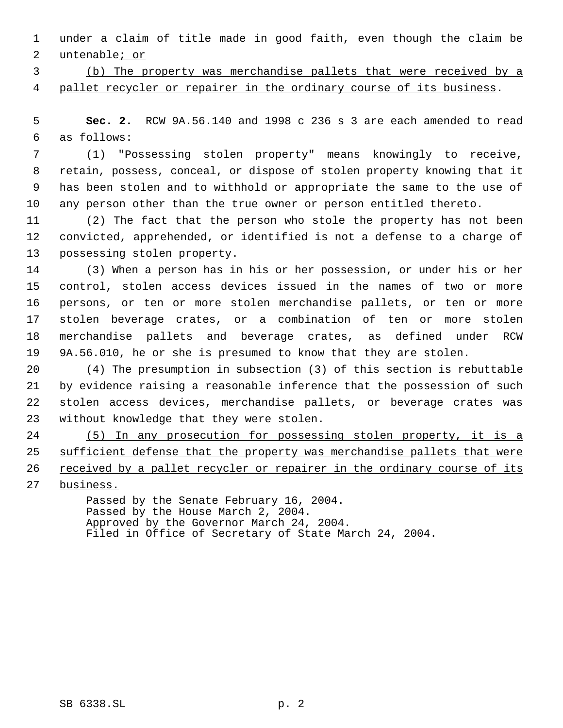under a claim of title made in good faith, even though the claim be untenable; or

(b) The property was merchandise pallets that were received by a pallet recycler or repairer in the ordinary course of its business.

**Sec. 2.** RCW 9A.56.140 and 1998 c 236 s 3 are each amended to read as follows:

(1) "Possessing stolen property" means knowingly to receive, retain, possess, conceal, or dispose of stolen property knowing that it has been stolen and to withhold or appropriate the same to the use of any person other than the true owner or person entitled thereto.

(2) The fact that the person who stole the property has not been convicted, apprehended, or identified is not a defense to a charge of possessing stolen property.

(3) When a person has in his or her possession, or under his or her control, stolen access devices issued in the names of two or more persons, or ten or more stolen merchandise pallets, or ten or more stolen beverage crates, or a combination of ten or more stolen merchandise pallets and beverage crates, as defined under RCW 9A.56.010, he or she is presumed to know that they are stolen.

(4) The presumption in subsection (3) of this section is rebuttable by evidence raising a reasonable inference that the possession of such stolen access devices, merchandise pallets, or beverage crates was without knowledge that they were stolen.

(5) In any prosecution for possessing stolen property, it is a sufficient defense that the property was merchandise pallets that were received by a pallet recycler or repairer in the ordinary course of its business.

Passed by the Senate February 16, 2004.
Passed by the House March 2, 2004.
Approved by the Governor March 24, 2004.
Filed in Office of Secretary of State March 24, 2004.